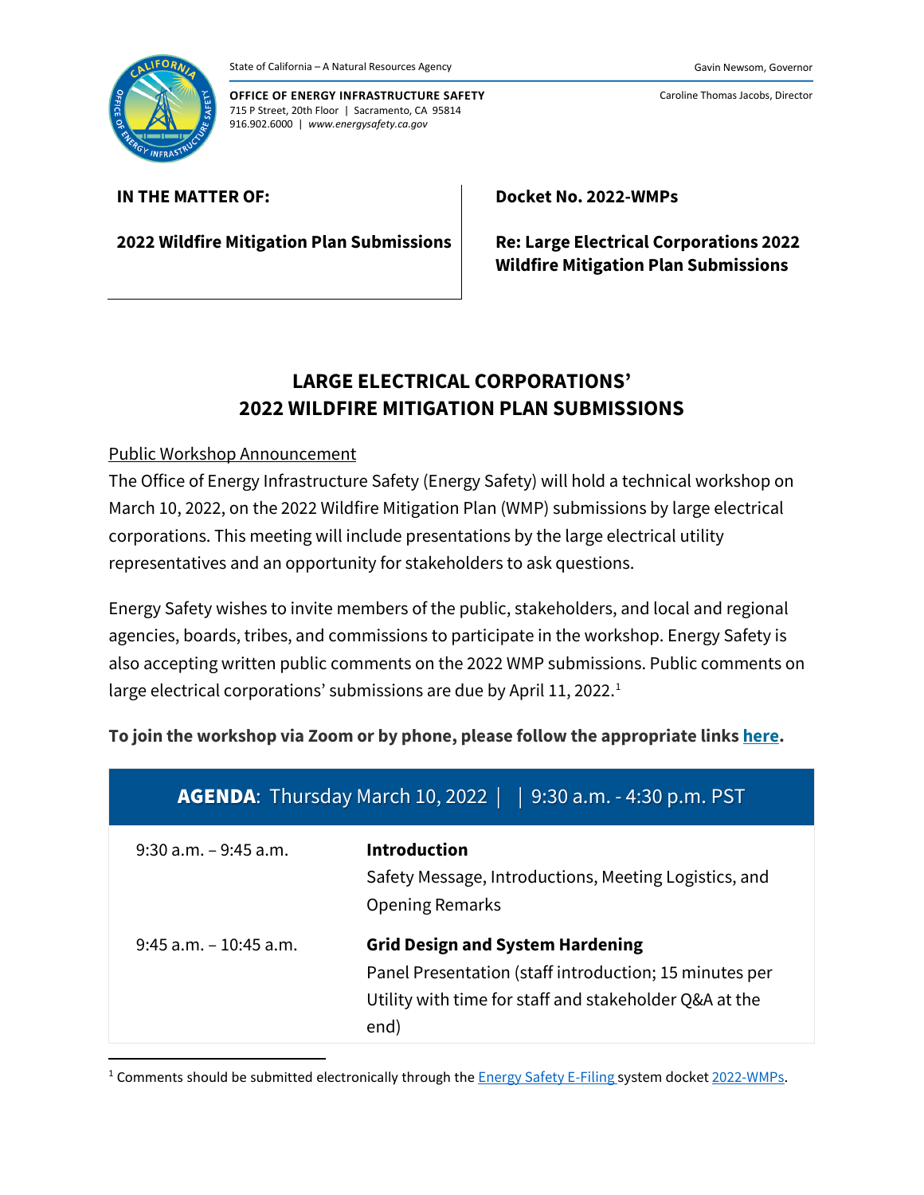State of California – A Natural Resources Agency

Gavin Newsom, Governor

**OFFICE OF ENERGY INFRASTRUCTURE SAFETY**
715 P Street, 20th Floor | Sacramento, CA 95814
916.902.6000 | *www.energysafety.ca.gov*

Caroline Thomas Jacobs, Director

| **IN THE MATTER OF:** | **Docket No. 2022-WMPs** |
|---|---|
| **2022 Wildfire Mitigation Plan Submissions** | **Re: Large Electrical Corporations 2022 Wildfire Mitigation Plan Submissions** |

# LARGE ELECTRICAL CORPORATIONS' 2022 WILDFIRE MITIGATION PLAN SUBMISSIONS

Public Workshop Announcement

The Office of Energy Infrastructure Safety (Energy Safety) will hold a technical workshop on March 10, 2022, on the 2022 Wildfire Mitigation Plan (WMP) submissions by large electrical corporations. This meeting will include presentations by the large electrical utility representatives and an opportunity for stakeholders to ask questions.

Energy Safety wishes to invite members of the public, stakeholders, and local and regional agencies, boards, tribes, and commissions to participate in the workshop. Energy Safety is also accepting written public comments on the 2022 WMP submissions. Public comments on large electrical corporations' submissions are due by April 11, 2022.[1]

**To join the workshop via Zoom or by phone, please follow the appropriate links here.**

| **AGENDA**: Thursday March 10, 2022 \| \| 9:30 a.m. - 4:30 p.m. PST | |
|---|---|
| 9:30 a.m. – 9:45 a.m. | **Introduction**<br>Safety Message, Introductions, Meeting Logistics, and Opening Remarks |
| 9:45 a.m. – 10:45 a.m. | **Grid Design and System Hardening**<br>Panel Presentation (staff introduction; 15 minutes per Utility with time for staff and stakeholder Q&A at the end) |

[1] Comments should be submitted electronically through the Energy Safety E-Filing system docket 2022-WMPs.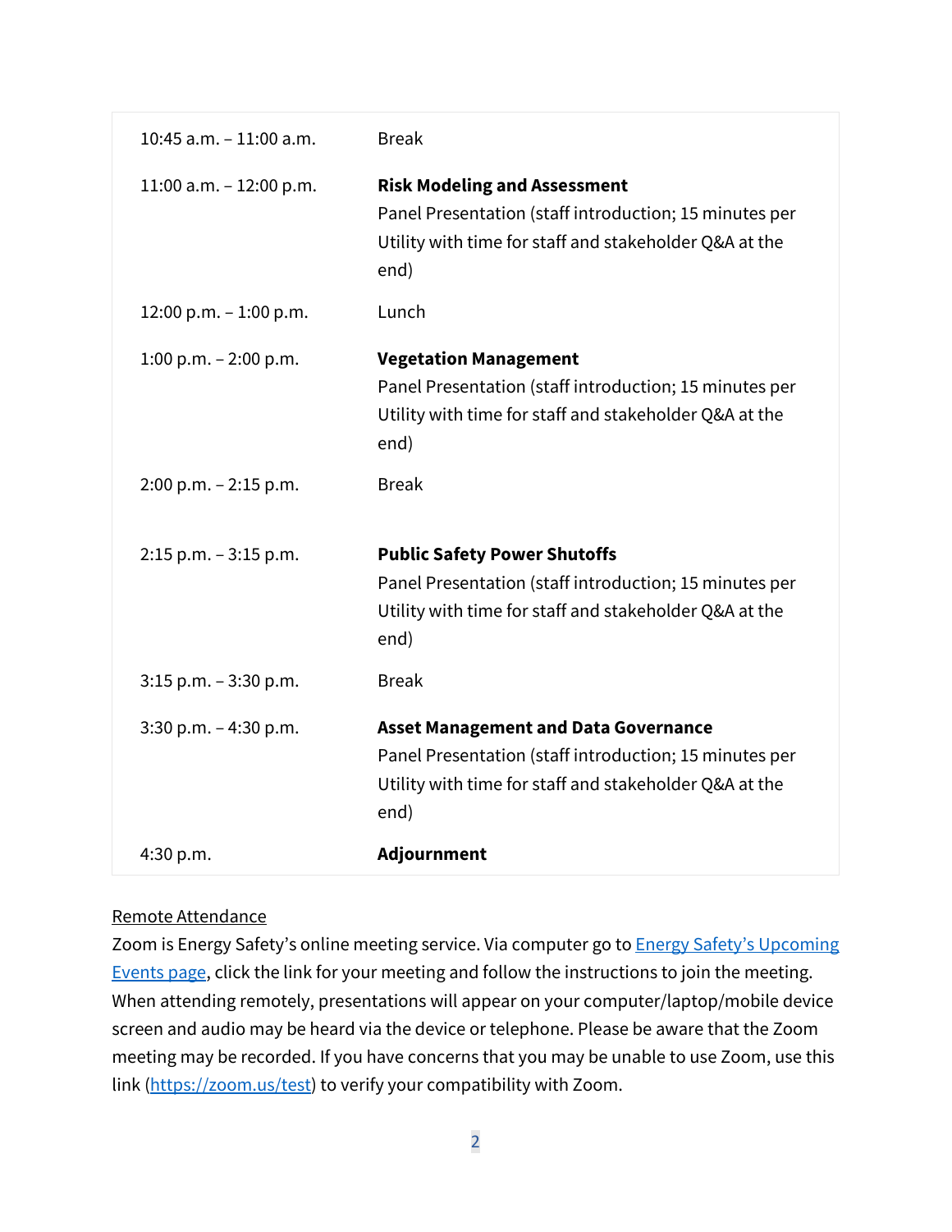| | |
|---|---|
| 10:45 a.m. – 11:00 a.m. | Break |
| 11:00 a.m. – 12:00 p.m. | **Risk Modeling and Assessment** Panel Presentation (staff introduction; 15 minutes per Utility with time for staff and stakeholder Q&A at the end) |
| 12:00 p.m. – 1:00 p.m. | Lunch |
| 1:00 p.m. – 2:00 p.m. | **Vegetation Management** Panel Presentation (staff introduction; 15 minutes per Utility with time for staff and stakeholder Q&A at the end) |
| 2:00 p.m. – 2:15 p.m. | Break |
| 2:15 p.m. – 3:15 p.m. | **Public Safety Power Shutoffs** Panel Presentation (staff introduction; 15 minutes per Utility with time for staff and stakeholder Q&A at the end) |
| 3:15 p.m. – 3:30 p.m. | Break |
| 3:30 p.m. – 4:30 p.m. | **Asset Management and Data Governance** Panel Presentation (staff introduction; 15 minutes per Utility with time for staff and stakeholder Q&A at the end) |
| 4:30 p.m. | **Adjournment** |

Remote Attendance

Zoom is Energy Safety's online meeting service. Via computer go to Energy Safety's Upcoming Events page, click the link for your meeting and follow the instructions to join the meeting. When attending remotely, presentations will appear on your computer/laptop/mobile device screen and audio may be heard via the device or telephone. Please be aware that the Zoom meeting may be recorded. If you have concerns that you may be unable to use Zoom, use this link (https://zoom.us/test) to verify your compatibility with Zoom.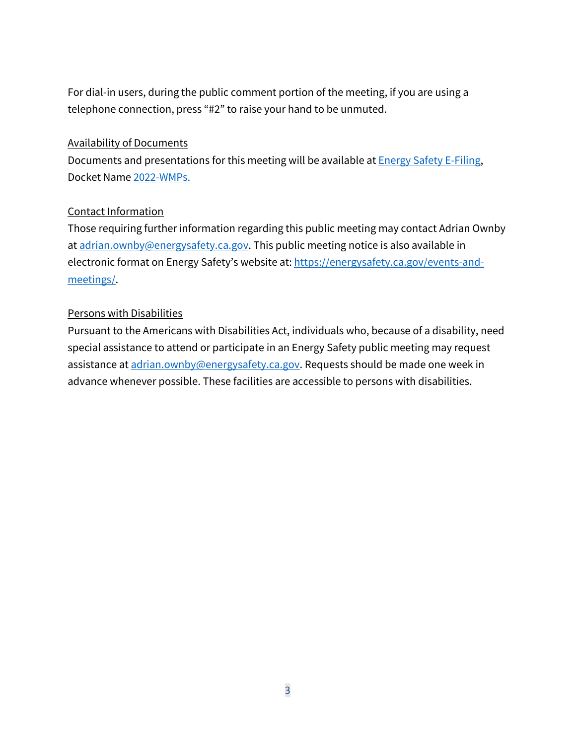For dial-in users, during the public comment portion of the meeting, if you are using a telephone connection, press "#2" to raise your hand to be unmuted.

Availability of Documents

Documents and presentations for this meeting will be available at Energy Safety E-Filing, Docket Name 2022-WMPs.

Contact Information

Those requiring further information regarding this public meeting may contact Adrian Ownby at adrian.ownby@energysafety.ca.gov. This public meeting notice is also available in electronic format on Energy Safety's website at: https://energysafety.ca.gov/events-and-meetings/.

Persons with Disabilities

Pursuant to the Americans with Disabilities Act, individuals who, because of a disability, need special assistance to attend or participate in an Energy Safety public meeting may request assistance at adrian.ownby@energysafety.ca.gov. Requests should be made one week in advance whenever possible. These facilities are accessible to persons with disabilities.